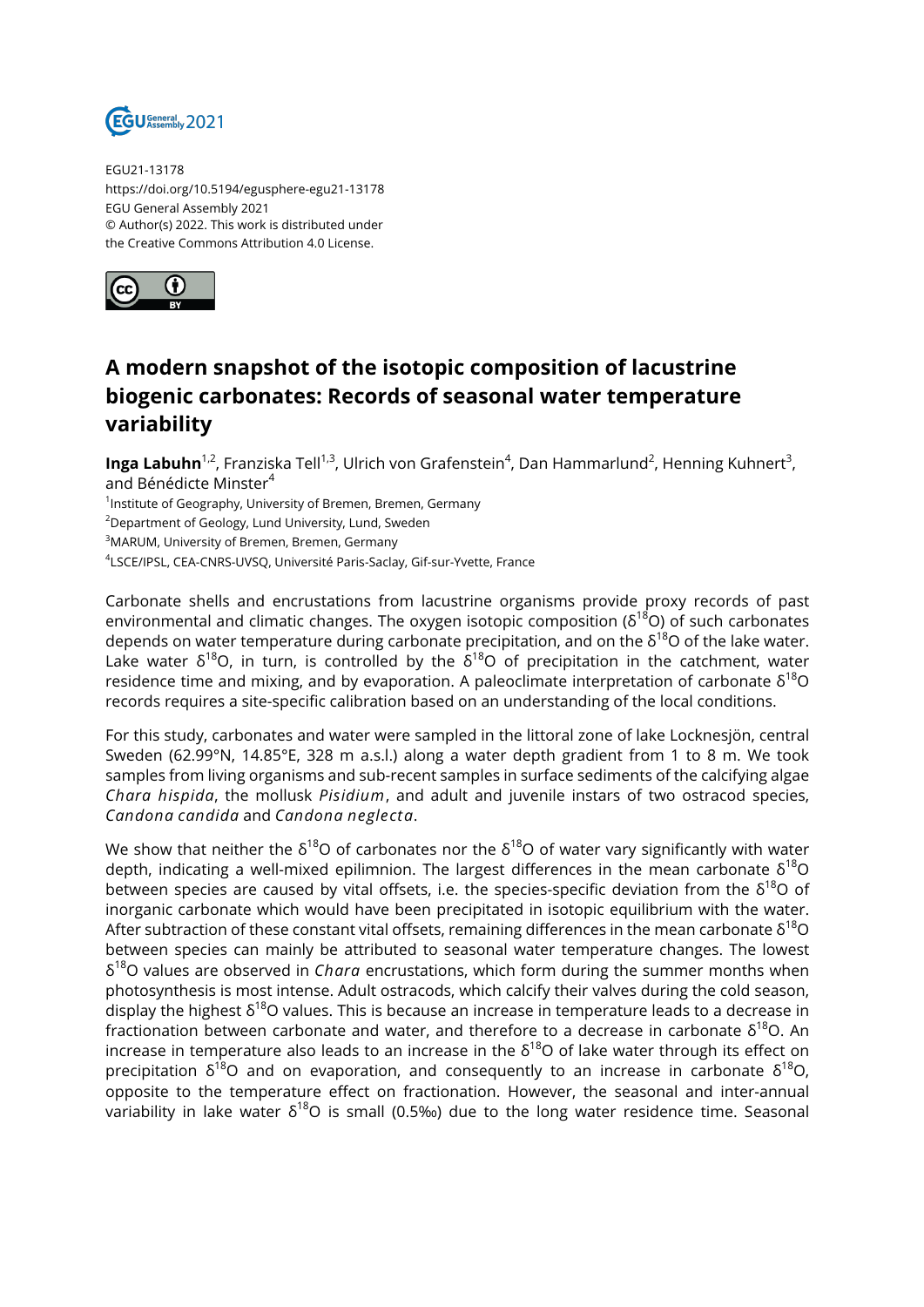EGU21-13178
https://doi.org/10.5194/egusphere-egu21-13178
EGU General Assembly 2021
© Author(s) 2022. This work is distributed under
the Creative Commons Attribution 4.0 License.

# A modern snapshot of the isotopic composition of lacustrine biogenic carbonates: Records of seasonal water temperature variability

**Inga Labuhn**[1,2], Franziska Tell[1,3], Ulrich von Grafenstein[4], Dan Hammarlund[2], Henning Kuhnert[3], and Bénédicte Minster[4]

[1]Institute of Geography, University of Bremen, Bremen, Germany
[2]Department of Geology, Lund University, Lund, Sweden
[3]MARUM, University of Bremen, Bremen, Germany
[4]LSCE/IPSL, CEA-CNRS-UVSQ, Université Paris-Saclay, Gif-sur-Yvette, France

Carbonate shells and encrustations from lacustrine organisms provide proxy records of past environmental and climatic changes. The oxygen isotopic composition ($\delta^{18}O$) of such carbonates depends on water temperature during carbonate precipitation, and on the $\delta^{18}O$ of the lake water. Lake water $\delta^{18}O$, in turn, is controlled by the $\delta^{18}O$ of precipitation in the catchment, water residence time and mixing, and by evaporation. A paleoclimate interpretation of carbonate $\delta^{18}O$ records requires a site-specific calibration based on an understanding of the local conditions.

For this study, carbonates and water were sampled in the littoral zone of lake Locknesjön, central Sweden (62.99°N, 14.85°E, 328 m a.s.l.) along a water depth gradient from 1 to 8 m. We took samples from living organisms and sub-recent samples in surface sediments of the calcifying algae *Chara hispida*, the mollusk *Pisidium*, and adult and juvenile instars of two ostracod species, *Candona candida* and *Candona neglecta*.

We show that neither the $\delta^{18}O$ of carbonates nor the $\delta^{18}O$ of water vary significantly with water depth, indicating a well-mixed epilimnion. The largest differences in the mean carbonate $\delta^{18}O$ between species are caused by vital offsets, i.e. the species-specific deviation from the $\delta^{18}O$ of inorganic carbonate which would have been precipitated in isotopic equilibrium with the water. After subtraction of these constant vital offsets, remaining differences in the mean carbonate $\delta^{18}O$ between species can mainly be attributed to seasonal water temperature changes. The lowest $\delta^{18}O$ values are observed in *Chara* encrustations, which form during the summer months when photosynthesis is most intense. Adult ostracods, which calcify their valves during the cold season, display the highest $\delta^{18}O$ values. This is because an increase in temperature leads to a decrease in fractionation between carbonate and water, and therefore to a decrease in carbonate $\delta^{18}O$. An increase in temperature also leads to an increase in the $\delta^{18}O$ of lake water through its effect on precipitation $\delta^{18}O$ and on evaporation, and consequently to an increase in carbonate $\delta^{18}O$, opposite to the temperature effect on fractionation. However, the seasonal and inter-annual variability in lake water $\delta^{18}O$ is small (0.5‰) due to the long water residence time. Seasonal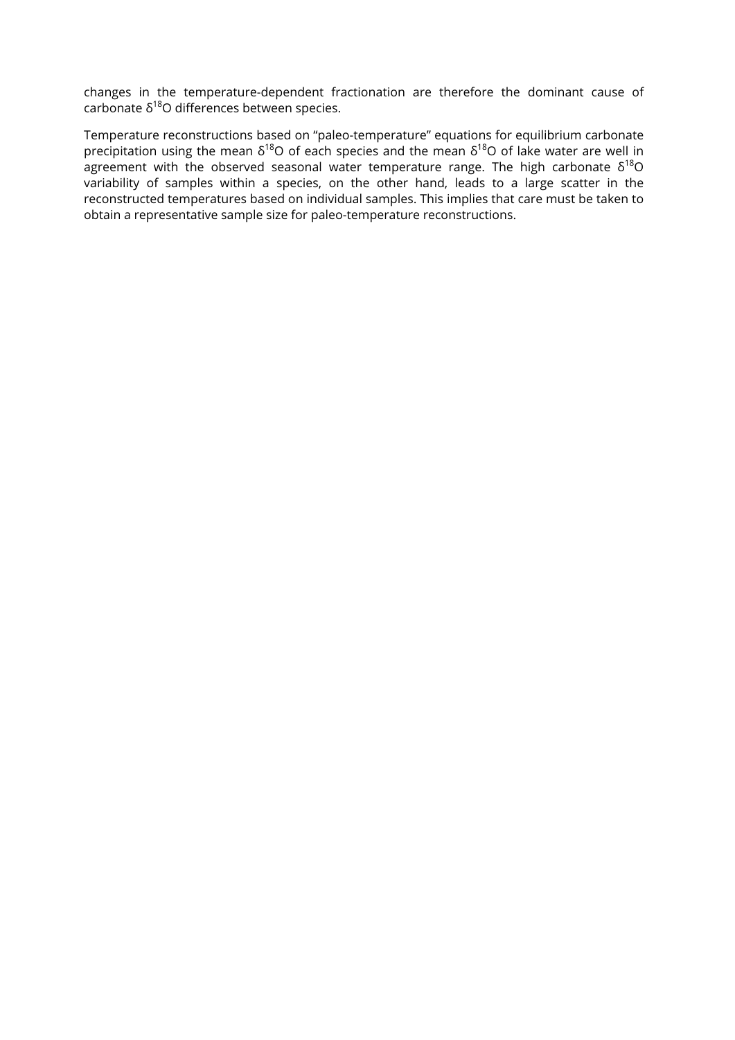changes in the temperature-dependent fractionation are therefore the dominant cause of carbonate $\delta^{18}O$ differences between species.

Temperature reconstructions based on “paleo-temperature” equations for equilibrium carbonate precipitation using the mean $\delta^{18}O$ of each species and the mean $\delta^{18}O$ of lake water are well in agreement with the observed seasonal water temperature range. The high carbonate $\delta^{18}O$ variability of samples within a species, on the other hand, leads to a large scatter in the reconstructed temperatures based on individual samples. This implies that care must be taken to obtain a representative sample size for paleo-temperature reconstructions.